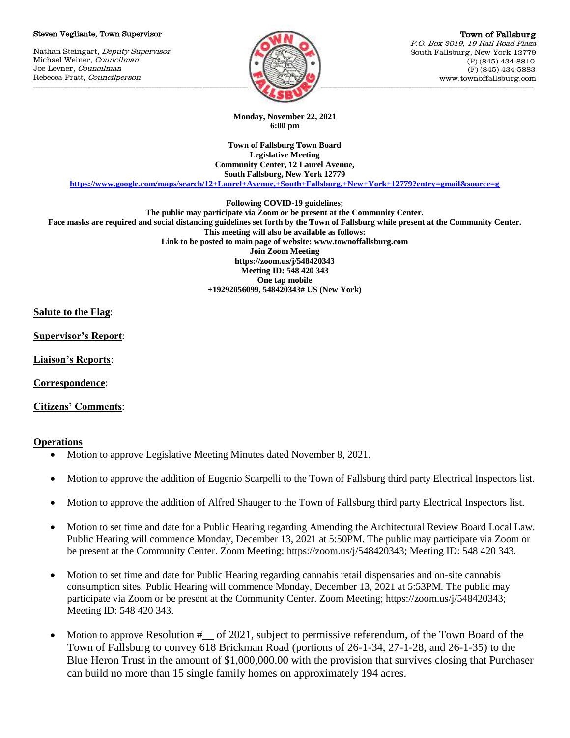**Steven Vegliante, Town Supervisor**

Nathan Steingart, *Deputy Supervisor*
Michael Weiner, *Councilman*
Joe Levner, *Councilman*
Rebecca Pratt, *Councilperson*

**Town of Fallsburg**
*P.O. Box 2019, 19 Rail Road Plaza*
South Fallsburg, New York 12779
(P) (845) 434-8810
(F) (845) 434-5883
www.townoffallsburg.com

**Monday, November 22, 2021**
**6:00 pm**

**Town of Fallsburg Town Board**
**Legislative Meeting**
**Community Center, 12 Laurel Avenue,**
**South Fallsburg, New York 12779**
**https://www.google.com/maps/search/12+Laurel+Avenue,+South+Fallsburg,+New+York+12779?entry=gmail&source=g**

**Following COVID-19 guidelines;**
**The public may participate via Zoom or be present at the Community Center.**
**Face masks are required and social distancing guidelines set forth by the Town of Fallsburg while present at the Community Center.**
**This meeting will also be available as follows:**
**Link to be posted to main page of website: www.townoffallsburg.com**
**Join Zoom Meeting**
**https://zoom.us/j/548420343**
**Meeting ID: 548 420 343**
**One tap mobile**
**+19292056099, 548420343# US (New York)**

**Salute to the Flag**:

**Supervisor's Report**:

**Liaison's Reports**:

**Correspondence**:

**Citizens' Comments**:

**Operations**

- Motion to approve Legislative Meeting Minutes dated November 8, 2021.
- Motion to approve the addition of Eugenio Scarpelli to the Town of Fallsburg third party Electrical Inspectors list.
- Motion to approve the addition of Alfred Shauger to the Town of Fallsburg third party Electrical Inspectors list.
- Motion to set time and date for a Public Hearing regarding Amending the Architectural Review Board Local Law. Public Hearing will commence Monday, December 13, 2021 at 5:50PM. The public may participate via Zoom or be present at the Community Center. Zoom Meeting; https://zoom.us/j/548420343; Meeting ID: 548 420 343.
- Motion to set time and date for Public Hearing regarding cannabis retail dispensaries and on-site cannabis consumption sites. Public Hearing will commence Monday, December 13, 2021 at 5:53PM. The public may participate via Zoom or be present at the Community Center. Zoom Meeting; https://zoom.us/j/548420343; Meeting ID: 548 420 343.
- Motion to approve Resolution #__ of 2021, subject to permissive referendum, of the Town Board of the Town of Fallsburg to convey 618 Brickman Road (portions of 26-1-34, 27-1-28, and 26-1-35) to the Blue Heron Trust in the amount of $1,000,000.00 with the provision that survives closing that Purchaser can build no more than 15 single family homes on approximately 194 acres.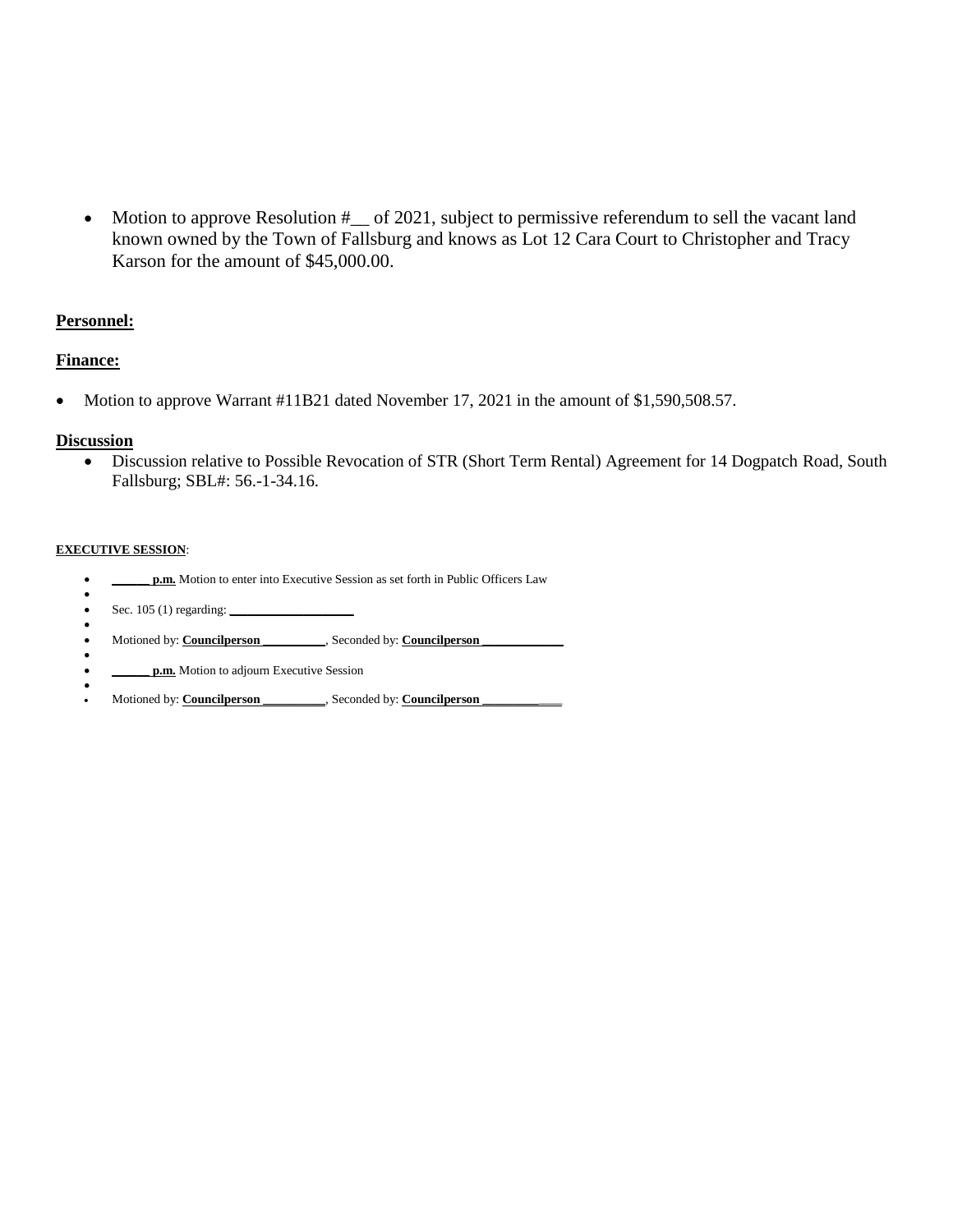- Motion to approve Resolution #__ of 2021, subject to permissive referendum to sell the vacant land known owned by the Town of Fallsburg and knows as Lot 12 Cara Court to Christopher and Tracy Karson for the amount of $45,000.00.

**Personnel:**

**Finance:**

- Motion to approve Warrant #11B21 dated November 17, 2021 in the amount of $1,590,508.57.

**Discussion**

- Discussion relative to Possible Revocation of STR (Short Term Rental) Agreement for 14 Dogpatch Road, South Fallsburg; SBL#: 56.-1-34.16.

**EXECUTIVE SESSION**:

- **______ p.m.** Motion to enter into Executive Session as set forth in Public Officers Law
- Sec. 105 (1) regarding: ___________________
- Motioned by: **Councilperson __________**, Seconded by: **Councilperson _____________**
- **______ p.m.** Motion to adjourn Executive Session
- Motioned by: **Councilperson __________**, Seconded by: **Councilperson _____________**